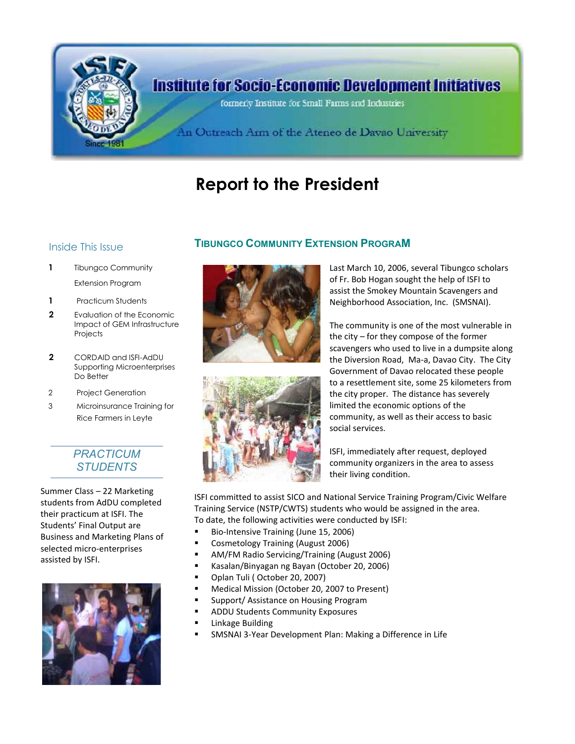# Institute for Socio-Economic Development Initiatives

formerly Institute for Small Farms and Industries

An Outreach Arm of the Ateneo de Davao University

Since 1981

# Report to the President

## Inside This Issue

| | |
|---|---|
| 1 | Tibungco Community Extension Program |
| 1 | Practicum Students |
| 2 | Evaluation of the Economic Impact of GEM Infrastructure Projects |
| 2 | CORDAID and ISFI-AdDU Supporting Microenterprises Do Better |
| 2 | Project Generation |
| 3 | Microinsurance Training for Rice Farmers in Leyte |

## *PRACTICUM STUDENTS*

Summer Class – 22 Marketing students from AdDU completed their practicum at ISFI. The Students' Final Output are Business and Marketing Plans of selected micro-enterprises assisted by ISFI.

## TIBUNGCO COMMUNITY EXTENSION PROGRAM

Last March 10, 2006, several Tibungco scholars of Fr. Bob Hogan sought the help of ISFI to assist the Smokey Mountain Scavengers and Neighborhood Association, Inc. (SMSNAI).

The community is one of the most vulnerable in the city – for they compose of the former scavengers who used to live in a dumpsite along the Diversion Road, Ma-a, Davao City. The City Government of Davao relocated these people to a resettlement site, some 25 kilometers from the city proper. The distance has severely limited the economic options of the community, as well as their access to basic social services.

ISFI, immediately after request, deployed community organizers in the area to assess their living condition.

ISFI committed to assist SICO and National Service Training Program/Civic Welfare Training Service (NSTP/CWTS) students who would be assigned in the area.
To date, the following activities were conducted by ISFI:

- Bio-Intensive Training (June 15, 2006)
- Cosmetology Training (August 2006)
- AM/FM Radio Servicing/Training (August 2006)
- Kasalan/Binyagan ng Bayan (October 20, 2006)
- Oplan Tuli ( October 20, 2007)
- Medical Mission (October 20, 2007 to Present)
- Support/ Assistance on Housing Program
- ADDU Students Community Exposures
- Linkage Building
- SMSNAI 3-Year Development Plan: Making a Difference in Life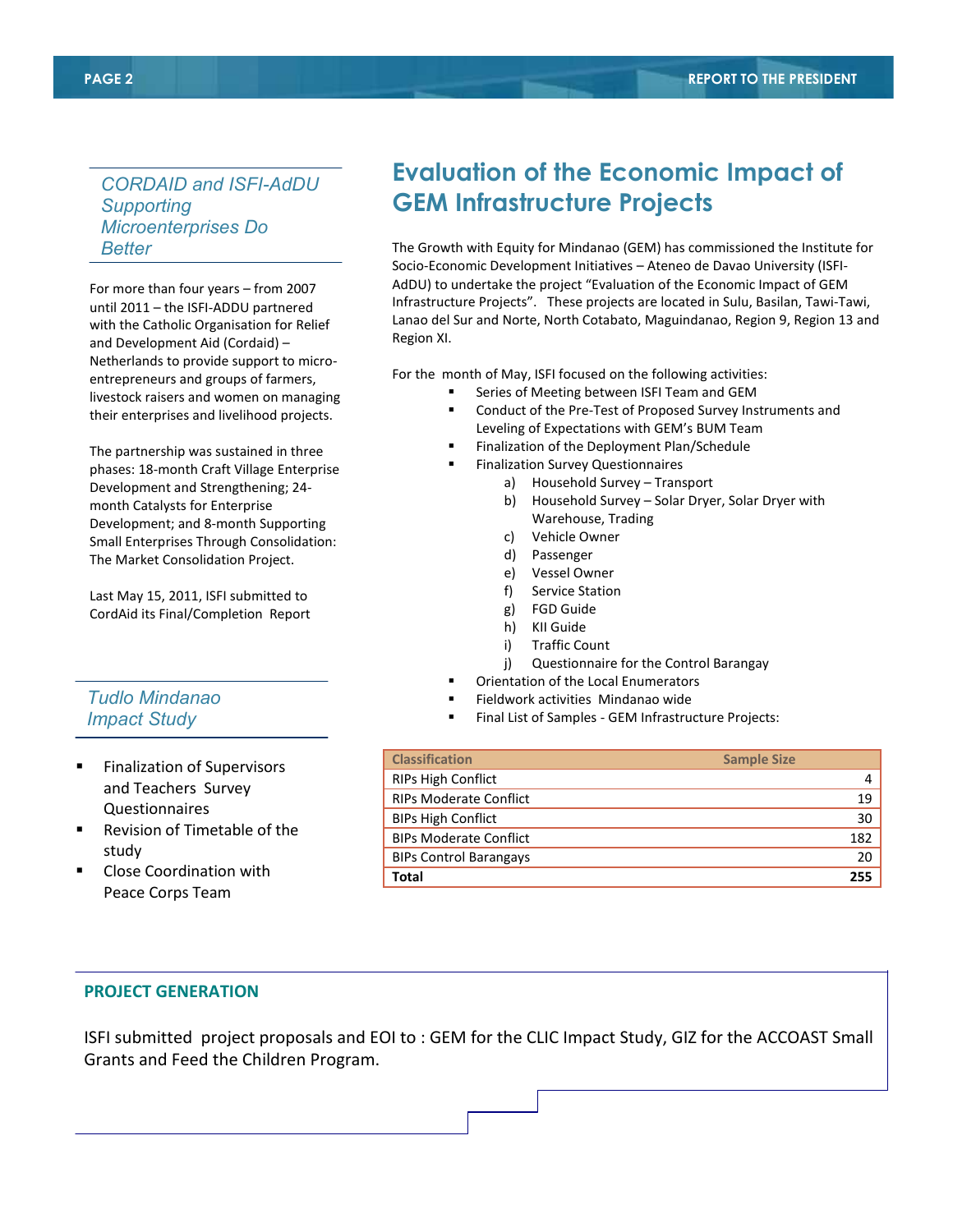## CORDAID and ISFI-AdDU Supporting Microenterprises Do Better

For more than four years – from 2007 until 2011 – the ISFI-ADDU partnered with the Catholic Organisation for Relief and Development Aid (Cordaid) – Netherlands to provide support to micro-entrepreneurs and groups of farmers, livestock raisers and women on managing their enterprises and livelihood projects.

The partnership was sustained in three phases: 18-month Craft Village Enterprise Development and Strengthening; 24-month Catalysts for Enterprise Development; and 8-month Supporting Small Enterprises Through Consolidation: The Market Consolidation Project.

Last May 15, 2011, ISFI submitted to CordAid its Final/Completion Report

## Tudlo Mindanao Impact Study

- Finalization of Supervisors and Teachers Survey Questionnaires
- Revision of Timetable of the study
- Close Coordination with Peace Corps Team

# Evaluation of the Economic Impact of GEM Infrastructure Projects

The Growth with Equity for Mindanao (GEM) has commissioned the Institute for Socio-Economic Development Initiatives – Ateneo de Davao University (ISFI-AdDU) to undertake the project "Evaluation of the Economic Impact of GEM Infrastructure Projects". These projects are located in Sulu, Basilan, Tawi-Tawi, Lanao del Sur and Norte, North Cotabato, Maguindanao, Region 9, Region 13 and Region XI.

For the month of May, ISFI focused on the following activities:

- Series of Meeting between ISFI Team and GEM
- Conduct of the Pre-Test of Proposed Survey Instruments and Leveling of Expectations with GEM's BUM Team
- Finalization of the Deployment Plan/Schedule
- Finalization Survey Questionnaires
  - a) Household Survey – Transport
  - b) Household Survey – Solar Dryer, Solar Dryer with Warehouse, Trading
  - c) Vehicle Owner
  - d) Passenger
  - e) Vessel Owner
  - f) Service Station
  - g) FGD Guide
  - h) KII Guide
  - i) Traffic Count
  - j) Questionnaire for the Control Barangay
- Orientation of the Local Enumerators
- Fieldwork activities Mindanao wide
- Final List of Samples - GEM Infrastructure Projects:

| Classification | Sample Size |
|---|---|
| RIPs High Conflict | 4 |
| RIPs Moderate Conflict | 19 |
| BIPs High Conflict | 30 |
| BIPs Moderate Conflict | 182 |
| BIPs Control Barangays | 20 |
| **Total** | **255** |

## PROJECT GENERATION

ISFI submitted project proposals and EOI to : GEM for the CLIC Impact Study, GIZ for the ACCOAST Small Grants and Feed the Children Program.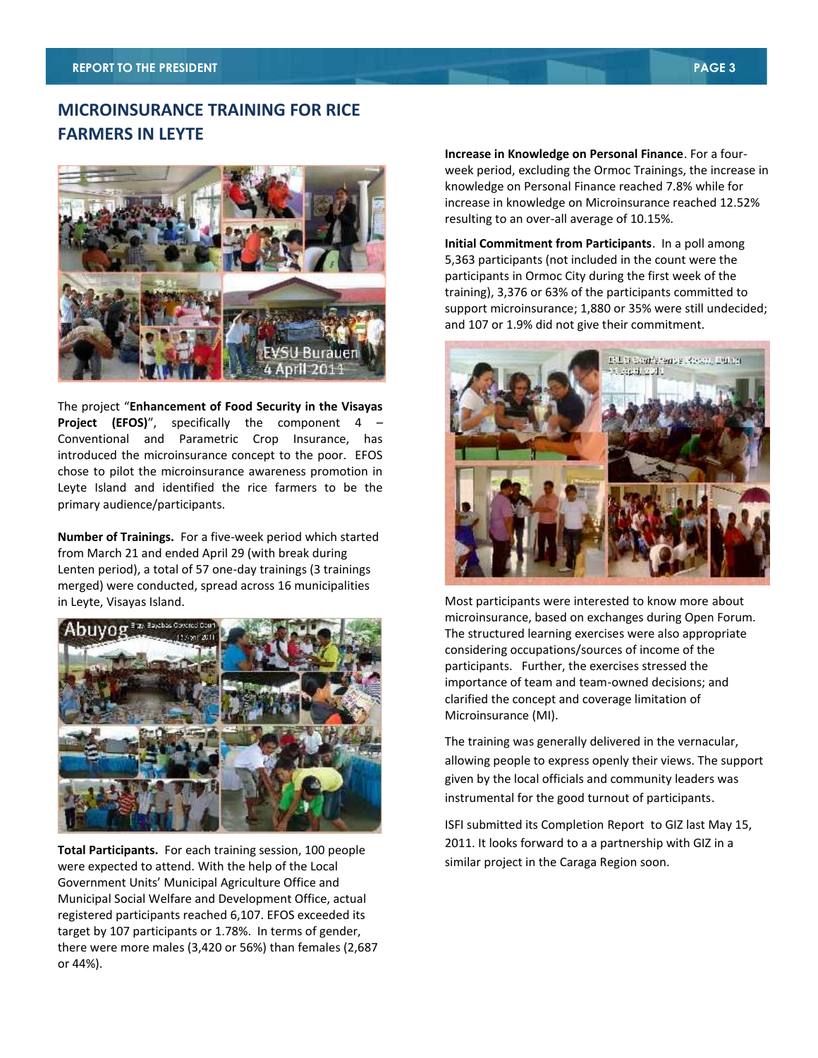## MICROINSURANCE TRAINING FOR RICE FARMERS IN LEYTE

The project "**Enhancement of Food Security in the Visayas Project (EFOS)**", specifically the component 4 – Conventional and Parametric Crop Insurance, has introduced the microinsurance concept to the poor. EFOS chose to pilot the microinsurance awareness promotion in Leyte Island and identified the rice farmers to be the primary audience/participants.

**Number of Trainings.** For a five-week period which started from March 21 and ended April 29 (with break during Lenten period), a total of 57 one-day trainings (3 trainings merged) were conducted, spread across 16 municipalities in Leyte, Visayas Island.

**Total Participants.** For each training session, 100 people were expected to attend. With the help of the Local Government Units' Municipal Agriculture Office and Municipal Social Welfare and Development Office, actual registered participants reached 6,107. EFOS exceeded its target by 107 participants or 1.78%. In terms of gender, there were more males (3,420 or 56%) than females (2,687 or 44%).

**Increase in Knowledge on Personal Finance**. For a four-week period, excluding the Ormoc Trainings, the increase in knowledge on Personal Finance reached 7.8% while for increase in knowledge on Microinsurance reached 12.52% resulting to an over-all average of 10.15%.

**Initial Commitment from Participants**. In a poll among 5,363 participants (not included in the count were the participants in Ormoc City during the first week of the training), 3,376 or 63% of the participants committed to support microinsurance; 1,880 or 35% were still undecided; and 107 or 1.9% did not give their commitment.

Most participants were interested to know more about microinsurance, based on exchanges during Open Forum. The structured learning exercises were also appropriate considering occupations/sources of income of the participants. Further, the exercises stressed the importance of team and team-owned decisions; and clarified the concept and coverage limitation of Microinsurance (MI).

The training was generally delivered in the vernacular, allowing people to express openly their views. The support given by the local officials and community leaders was instrumental for the good turnout of participants.

ISFI submitted its Completion Report to GIZ last May 15, 2011. It looks forward to a a partnership with GIZ in a similar project in the Caraga Region soon.